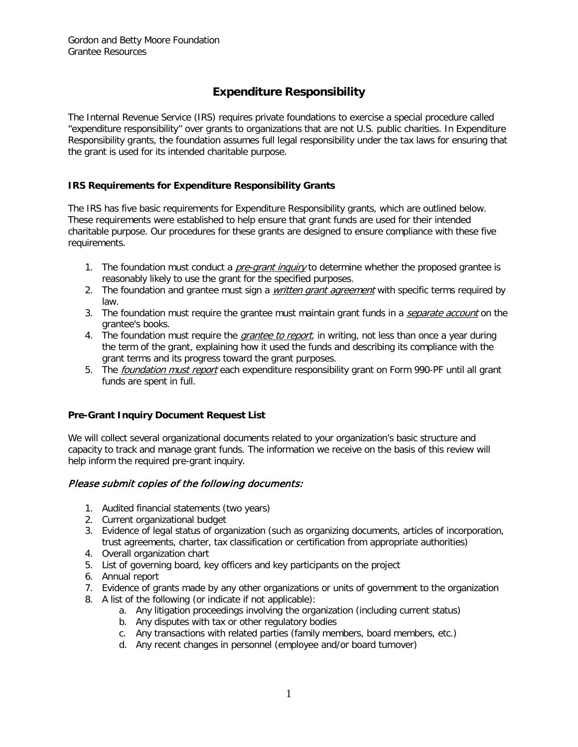Gordon and Betty Moore Foundation
Grantee Resources

# Expenditure Responsibility

The Internal Revenue Service (IRS) requires private foundations to exercise a special procedure called "expenditure responsibility" over grants to organizations that are not U.S. public charities. In Expenditure Responsibility grants, the foundation assumes full legal responsibility under the tax laws for ensuring that the grant is used for its intended charitable purpose.

### IRS Requirements for Expenditure Responsibility Grants

The IRS has five basic requirements for Expenditure Responsibility grants, which are outlined below. These requirements were established to help ensure that grant funds are used for their intended charitable purpose. Our procedures for these grants are designed to ensure compliance with these five requirements.

1. The foundation must conduct a *pre-grant inquiry* to determine whether the proposed grantee is reasonably likely to use the grant for the specified purposes.
2. The foundation and grantee must sign a *written grant agreement* with specific terms required by law.
3. The foundation must require the grantee must maintain grant funds in a *separate account* on the grantee's books.
4. The foundation must require the *grantee to report*, in writing, not less than once a year during the term of the grant, explaining how it used the funds and describing its compliance with the grant terms and its progress toward the grant purposes.
5. The *foundation must report* each expenditure responsibility grant on Form 990-PF until all grant funds are spent in full.

### Pre-Grant Inquiry Document Request List

We will collect several organizational documents related to your organization's basic structure and capacity to track and manage grant funds. The information we receive on the basis of this review will help inform the required pre-grant inquiry.

*Please submit copies of the following documents:*

1. Audited financial statements (two years)
2. Current organizational budget
3. Evidence of legal status of organization (such as organizing documents, articles of incorporation, trust agreements, charter, tax classification or certification from appropriate authorities)
4. Overall organization chart
5. List of governing board, key officers and key participants on the project
6. Annual report
7. Evidence of grants made by any other organizations or units of government to the organization
8. A list of the following (or indicate if not applicable):
   a. Any litigation proceedings involving the organization (including current status)
   b. Any disputes with tax or other regulatory bodies
   c. Any transactions with related parties (family members, board members, etc.)
   d. Any recent changes in personnel (employee and/or board turnover)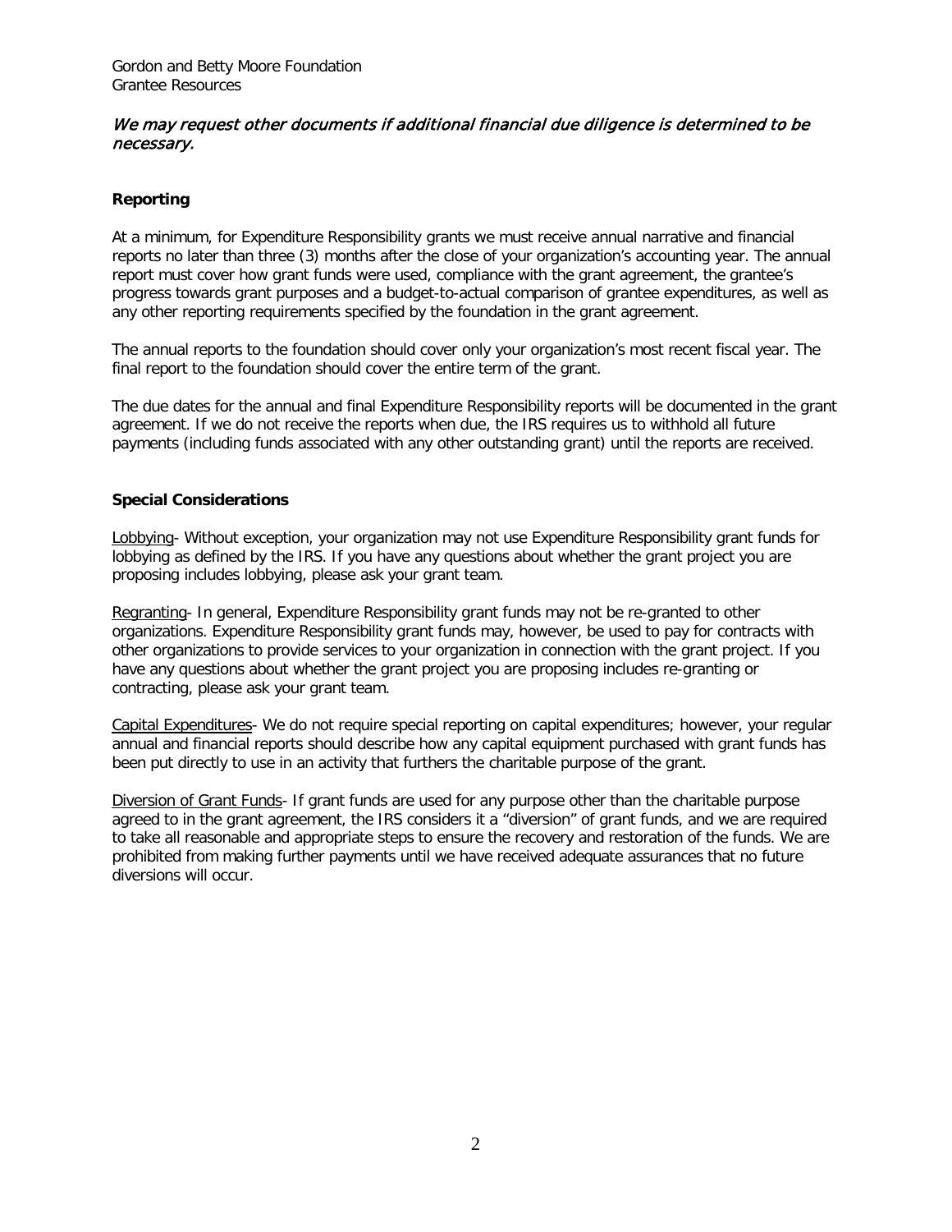*We may request other documents if additional financial due diligence is determined to be necessary.*

**Reporting**

At a minimum, for Expenditure Responsibility grants we must receive annual narrative and financial reports no later than three (3) months after the close of your organization's accounting year. The annual report must cover how grant funds were used, compliance with the grant agreement, the grantee's progress towards grant purposes and a budget-to-actual comparison of grantee expenditures, as well as any other reporting requirements specified by the foundation in the grant agreement.

The annual reports to the foundation should cover only your organization's most recent fiscal year. The final report to the foundation should cover the entire term of the grant.

The due dates for the annual and final Expenditure Responsibility reports will be documented in the grant agreement. If we do not receive the reports when due, the IRS requires us to withhold all future payments (including funds associated with any other outstanding grant) until the reports are received.

**Special Considerations**

Lobbying- Without exception, your organization may not use Expenditure Responsibility grant funds for lobbying as defined by the IRS. If you have any questions about whether the grant project you are proposing includes lobbying, please ask your grant team.

Regranting- In general, Expenditure Responsibility grant funds may not be re-granted to other organizations. Expenditure Responsibility grant funds may, however, be used to pay for contracts with other organizations to provide services to your organization in connection with the grant project. If you have any questions about whether the grant project you are proposing includes re-granting or contracting, please ask your grant team.

Capital Expenditures- We do not require special reporting on capital expenditures; however, your regular annual and financial reports should describe how any capital equipment purchased with grant funds has been put directly to use in an activity that furthers the charitable purpose of the grant.

Diversion of Grant Funds- If grant funds are used for any purpose other than the charitable purpose agreed to in the grant agreement, the IRS considers it a "diversion" of grant funds, and we are required to take all reasonable and appropriate steps to ensure the recovery and restoration of the funds. We are prohibited from making further payments until we have received adequate assurances that no future diversions will occur.